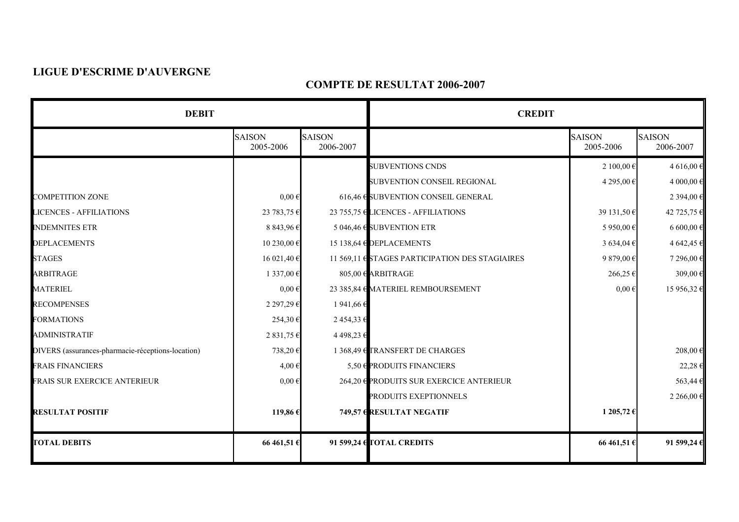**LIGUE D'ESCRIME D'AUVERGNE**

## COMPTE DE RESULTAT 2006-2007

| DEBIT | | | CREDIT | | |
|---|---|---|---|---|---|
| | SAISON 2005-2006 | SAISON 2006-2007 | | SAISON 2005-2006 | SAISON 2006-2007 |
| | | | SUBVENTIONS CNDS | 2 100,00 € | 4 616,00 € |
| | | | SUBVENTION CONSEIL REGIONAL | 4 295,00 € | 4 000,00 € |
| COMPETITION ZONE | 0,00 € | 616,46 € | SUBVENTION CONSEIL GENERAL | | 2 394,00 € |
| LICENCES - AFFILIATIONS | 23 783,75 € | 23 755,75 € | LICENCES - AFFILIATIONS | 39 131,50 € | 42 725,75 € |
| INDEMNITES ETR | 8 843,96 € | 5 046,46 € | SUBVENTION ETR | 5 950,00 € | 6 600,00 € |
| DEPLACEMENTS | 10 230,00 € | 15 138,64 € | DEPLACEMENTS | 3 634,04 € | 4 642,45 € |
| STAGES | 16 021,40 € | 11 569,11 € | STAGES PARTICIPATION DES STAGIAIRES | 9 879,00 € | 7 296,00 € |
| ARBITRAGE | 1 337,00 € | 805,00 € | ARBITRAGE | 266,25 € | 309,00 € |
| MATERIEL | 0,00 € | 23 385,84 € | MATERIEL REMBOURSEMENT | 0,00 € | 15 956,32 € |
| RECOMPENSES | 2 297,29 € | 1 941,66 € | | | |
| FORMATIONS | 254,30 € | 2 454,33 € | | | |
| ADMINISTRATIF | 2 831,75 € | 4 498,23 € | | | |
| DIVERS (assurances-pharmacie-réceptions-location) | 738,20 € | 1 368,49 € | TRANSFERT DE CHARGES | | 208,00 € |
| FRAIS FINANCIERS | 4,00 € | 5,50 € | PRODUITS FINANCIERS | | 22,28 € |
| FRAIS SUR EXERCICE ANTERIEUR | 0,00 € | 264,20 € | PRODUITS SUR EXERCICE ANTERIEUR | | 563,44 € |
| | | | PRODUITS EXEPTIONNELS | | 2 266,00 € |
| **RESULTAT POSITIF** | **119,86 €** | **749,57 €** | **RESULTAT NEGATIF** | **1 205,72 €** | |
| **TOTAL DEBITS** | **66 461,51 €** | **91 599,24 €** | **TOTAL CREDITS** | **66 461,51 €** | **91 599,24 €** |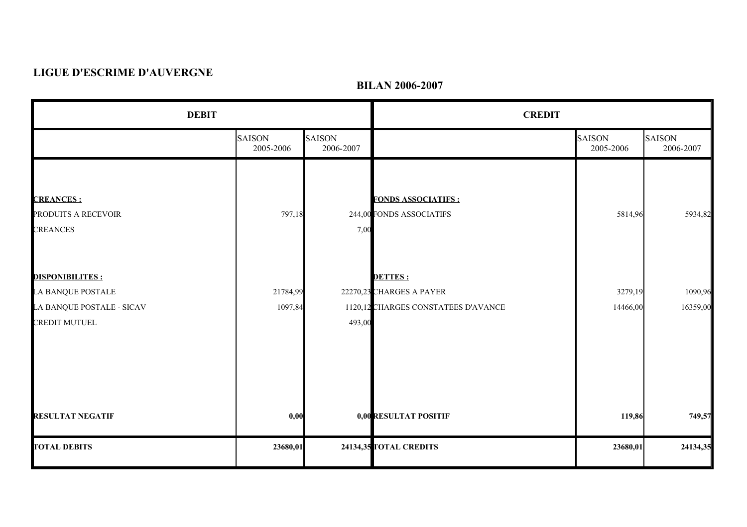**LIGUE D'ESCRIME D'AUVERGNE**

**BILAN 2006-2007**

| DEBIT | | | CREDIT | | |
|---|---|---|---|---|---|
| | SAISON 2005-2006 | SAISON 2006-2007 | | SAISON 2005-2006 | SAISON 2006-2007 |
| **CREANCES :** | | | **FONDS ASSOCIATIFS :** | | |
| PRODUITS A RECEVOIR | 797,18 | 244,00 | FONDS ASSOCIATIFS | 5814,96 | 5934,82 |
| CREANCES | | 7,00 | | | |
| **DISPONIBILITES :** | | | **DETTES :** | | |
| LA BANQUE POSTALE | 21784,99 | 22270,23 | CHARGES A PAYER | 3279,19 | 1090,96 |
| LA BANQUE POSTALE - SICAV | 1097,84 | 1120,12 | CHARGES CONSTATEES D'AVANCE | 14466,00 | 16359,00 |
| CREDIT MUTUEL | | 493,00 | | | |
| **RESULTAT NEGATIF** | **0,00** | **0,00** | **RESULTAT POSITIF** | **119,86** | **749,57** |
| **TOTAL DEBITS** | **23680,01** | **24134,35** | **TOTAL CREDITS** | **23680,01** | **24134,35** |